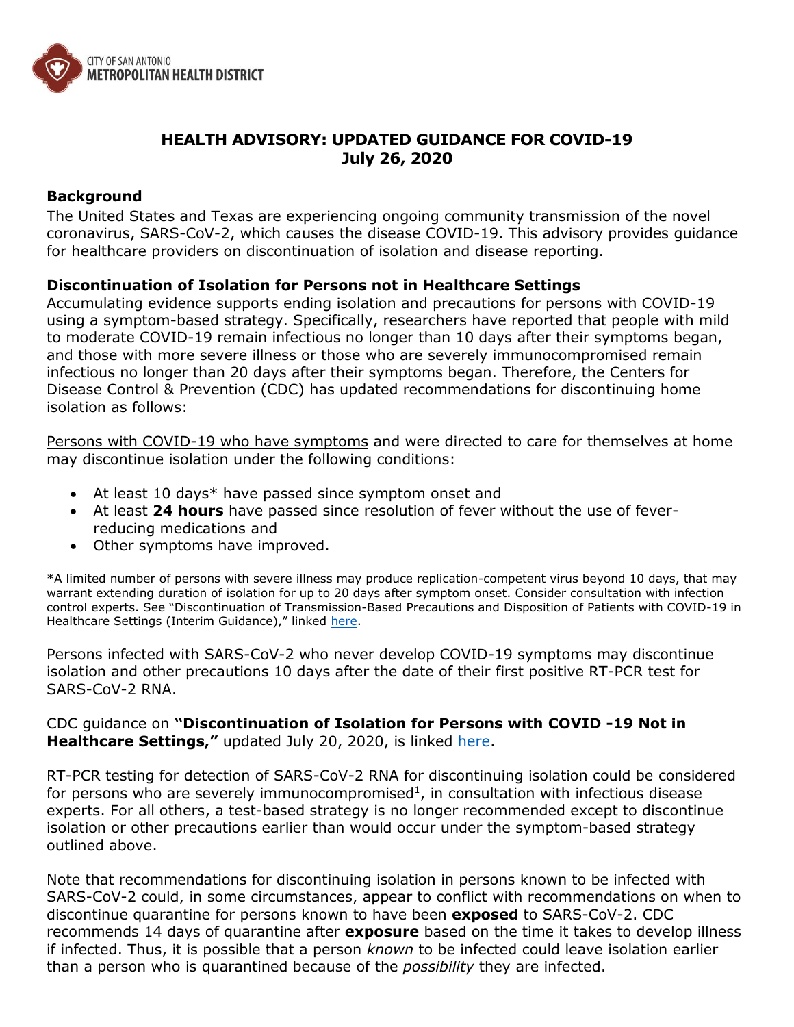CITY OF SAN ANTONIO
METROPOLITAN HEALTH DISTRICT

# HEALTH ADVISORY: UPDATED GUIDANCE FOR COVID-19
## July 26, 2020

### Background

The United States and Texas are experiencing ongoing community transmission of the novel coronavirus, SARS-CoV-2, which causes the disease COVID-19. This advisory provides guidance for healthcare providers on discontinuation of isolation and disease reporting.

### Discontinuation of Isolation for Persons not in Healthcare Settings

Accumulating evidence supports ending isolation and precautions for persons with COVID-19 using a symptom-based strategy. Specifically, researchers have reported that people with mild to moderate COVID-19 remain infectious no longer than 10 days after their symptoms began, and those with more severe illness or those who are severely immunocompromised remain infectious no longer than 20 days after their symptoms began. Therefore, the Centers for Disease Control & Prevention (CDC) has updated recommendations for discontinuing home isolation as follows:

<u>Persons with COVID-19 who have symptoms</u> and were directed to care for themselves at home may discontinue isolation under the following conditions:

- At least 10 days* have passed since symptom onset and
- At least **24 hours** have passed since resolution of fever without the use of fever-reducing medications and
- Other symptoms have improved.

*A limited number of persons with severe illness may produce replication-competent virus beyond 10 days, that may warrant extending duration of isolation for up to 20 days after symptom onset. Consider consultation with infection control experts. See "Discontinuation of Transmission-Based Precautions and Disposition of Patients with COVID-19 in Healthcare Settings (Interim Guidance)," linked here.

<u>Persons infected with SARS-CoV-2 who never develop COVID-19 symptoms</u> may discontinue isolation and other precautions 10 days after the date of their first positive RT-PCR test for SARS-CoV-2 RNA.

CDC guidance on **"Discontinuation of Isolation for Persons with COVID -19 Not in Healthcare Settings,"** updated July 20, 2020, is linked here.

RT-PCR testing for detection of SARS-CoV-2 RNA for discontinuing isolation could be considered for persons who are severely immunocompromised[1], in consultation with infectious disease experts. For all others, a test-based strategy is <u>no longer recommended</u> except to discontinue isolation or other precautions earlier than would occur under the symptom-based strategy outlined above.

Note that recommendations for discontinuing isolation in persons known to be infected with SARS-CoV-2 could, in some circumstances, appear to conflict with recommendations on when to discontinue quarantine for persons known to have been **exposed** to SARS-CoV-2. CDC recommends 14 days of quarantine after **exposure** based on the time it takes to develop illness if infected. Thus, it is possible that a person *known* to be infected could leave isolation earlier than a person who is quarantined because of the *possibility* they are infected.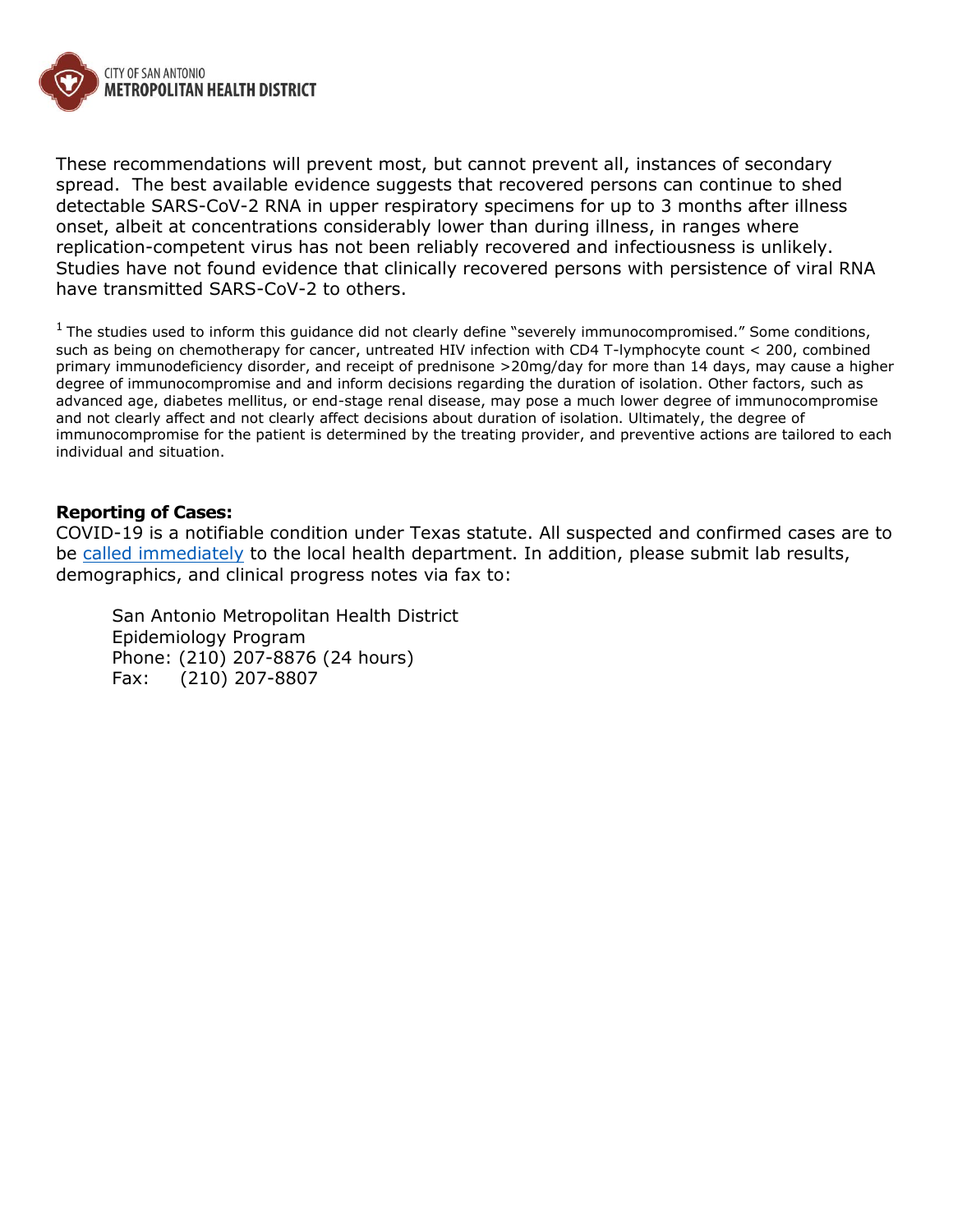These recommendations will prevent most, but cannot prevent all, instances of secondary spread. The best available evidence suggests that recovered persons can continue to shed detectable SARS-CoV-2 RNA in upper respiratory specimens for up to 3 months after illness onset, albeit at concentrations considerably lower than during illness, in ranges where replication-competent virus has not been reliably recovered and infectiousness is unlikely. Studies have not found evidence that clinically recovered persons with persistence of viral RNA have transmitted SARS-CoV-2 to others.

[1] The studies used to inform this guidance did not clearly define "severely immunocompromised." Some conditions, such as being on chemotherapy for cancer, untreated HIV infection with CD4 T-lymphocyte count < 200, combined primary immunodeficiency disorder, and receipt of prednisone >20mg/day for more than 14 days, may cause a higher degree of immunocompromise and and inform decisions regarding the duration of isolation. Other factors, such as advanced age, diabetes mellitus, or end-stage renal disease, may pose a much lower degree of immunocompromise and not clearly affect and not clearly affect decisions about duration of isolation. Ultimately, the degree of immunocompromise for the patient is determined by the treating provider, and preventive actions are tailored to each individual and situation.

**Reporting of Cases:**

COVID-19 is a notifiable condition under Texas statute. All suspected and confirmed cases are to be called immediately to the local health department. In addition, please submit lab results, demographics, and clinical progress notes via fax to:

San Antonio Metropolitan Health District
Epidemiology Program
Phone: (210) 207-8876 (24 hours)
Fax: (210) 207-8807